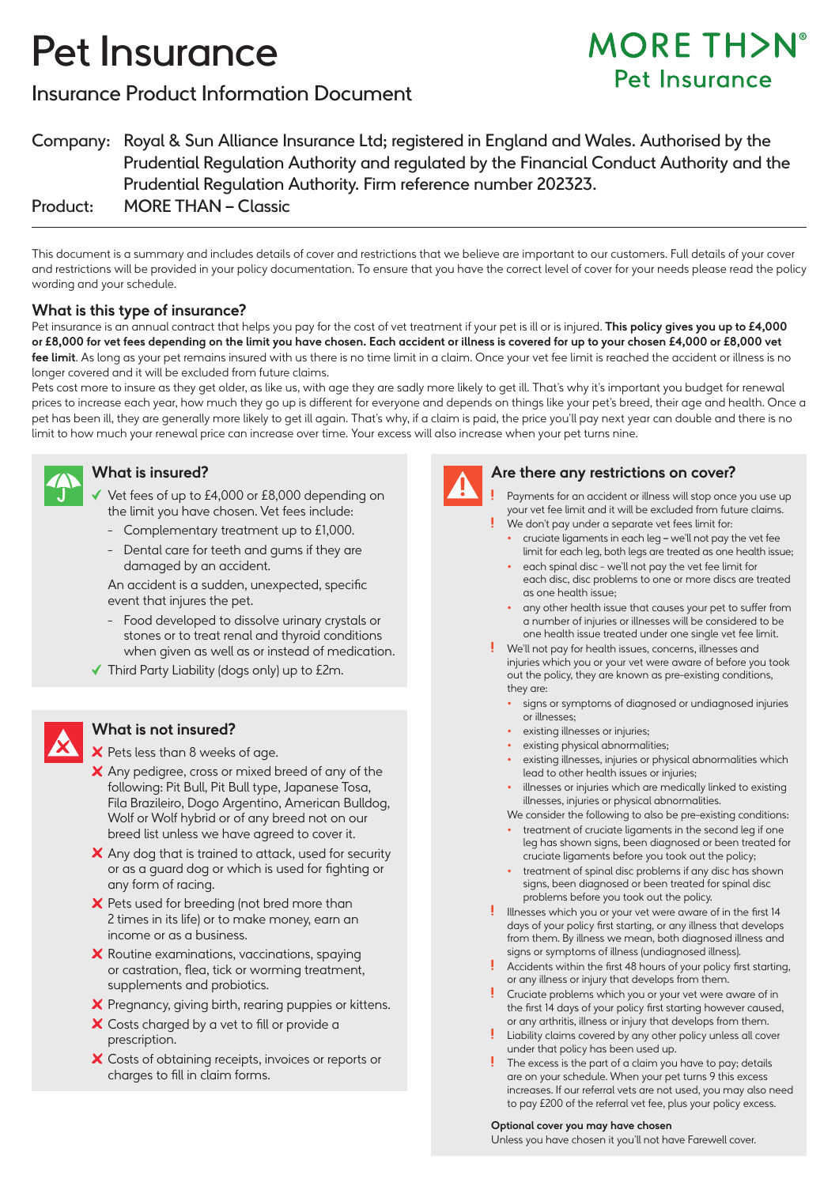# Pet Insurance

MORE TH>N® Pet Insurance

## Insurance Product Information Document

Company: Royal & Sun Alliance Insurance Ltd; registered in England and Wales. Authorised by the Prudential Regulation Authority and regulated by the Financial Conduct Authority and the Prudential Regulation Authority. Firm reference number 202323.

Product: MORE THAN – Classic

This document is a summary and includes details of cover and restrictions that we believe are important to our customers. Full details of your cover and restrictions will be provided in your policy documentation. To ensure that you have the correct level of cover for your needs please read the policy wording and your schedule.

### What is this type of insurance?

Pet insurance is an annual contract that helps you pay for the cost of vet treatment if your pet is ill or is injured. **This policy gives you up to £4,000 or £8,000 for vet fees depending on the limit you have chosen. Each accident or illness is covered for up to your chosen £4,000 or £8,000 vet fee limit**. As long as your pet remains insured with us there is no time limit in a claim. Once your vet fee limit is reached the accident or illness is no longer covered and it will be excluded from future claims.

Pets cost more to insure as they get older, as like us, with age they are sadly more likely to get ill. That's why it's important you budget for renewal prices to increase each year, how much they go up is different for everyone and depends on things like your pet's breed, their age and health. Once a pet has been ill, they are generally more likely to get ill again. That's why, if a claim is paid, the price you'll pay next year can double and there is no limit to how much your renewal price can increase over time. Your excess will also increase when your pet turns nine.

### What is insured?

- ✓ Vet fees of up to £4,000 or £8,000 depending on the limit you have chosen. Vet fees include:
  - Complementary treatment up to £1,000.
  - Dental care for teeth and gums if they are damaged by an accident.

  An accident is a sudden, unexpected, specific event that injures the pet.

  - Food developed to dissolve urinary crystals or stones or to treat renal and thyroid conditions when given as well as or instead of medication.
- ✓ Third Party Liability (dogs only) up to £2m.

### What is not insured?

- ✗ Pets less than 8 weeks of age.
- ✗ Any pedigree, cross or mixed breed of any of the following: Pit Bull, Pit Bull type, Japanese Tosa, Fila Brazileiro, Dogo Argentino, American Bulldog, Wolf or Wolf hybrid or of any breed not on our breed list unless we have agreed to cover it.
- ✗ Any dog that is trained to attack, used for security or as a guard dog or which is used for fighting or any form of racing.
- ✗ Pets used for breeding (not bred more than 2 times in its life) or to make money, earn an income or as a business.
- ✗ Routine examinations, vaccinations, spaying or castration, flea, tick or worming treatment, supplements and probiotics.
- ✗ Pregnancy, giving birth, rearing puppies or kittens.
- ✗ Costs charged by a vet to fill or provide a prescription.
- ✗ Costs of obtaining receipts, invoices or reports or charges to fill in claim forms.

### Are there any restrictions on cover?

- ! Payments for an accident or illness will stop once you use up your vet fee limit and it will be excluded from future claims.
- ! We don't pay under a separate vet fees limit for:
  - cruciate ligaments in each leg – we'll not pay the vet fee limit for each leg, both legs are treated as one health issue;
  - each spinal disc - we'll not pay the vet fee limit for each disc, disc problems to one or more discs are treated as one health issue;
  - any other health issue that causes your pet to suffer from a number of injuries or illnesses will be considered to be one health issue treated under one single vet fee limit.
- ! We'll not pay for health issues, concerns, illnesses and injuries which you or your vet were aware of before you took out the policy, they are known as pre-existing conditions, they are:
  - signs or symptoms of diagnosed or undiagnosed injuries or illnesses;
  - existing illnesses or injuries;
  - existing physical abnormalities;
  - existing illnesses, injuries or physical abnormalities which lead to other health issues or injuries;
  - illnesses or injuries which are medically linked to existing illnesses, injuries or physical abnormalities.

  We consider the following to also be pre-existing conditions:
  - treatment of cruciate ligaments in the second leg if one leg has shown signs, been diagnosed or been treated for cruciate ligaments before you took out the policy;
  - treatment of spinal disc problems if any disc has shown signs, been diagnosed or been treated for spinal disc problems before you took out the policy.
- ! Illnesses which you or your vet were aware of in the first 14 days of your policy first starting, or any illness that develops from them. By illness we mean, both diagnosed illness and signs or symptoms of illness (undiagnosed illness).
- ! Accidents within the first 48 hours of your policy first starting, or any illness or injury that develops from them.
- ! Cruciate problems which you or your vet were aware of in the first 14 days of your policy first starting however caused, or any arthritis, illness or injury that develops from them.
- ! Liability claims covered by any other policy unless all cover under that policy has been used up.
- ! The excess is the part of a claim you have to pay; details are on your schedule. When your pet turns 9 this excess increases. If our referral vets are not used, you may also need to pay £200 of the referral vet fee, plus your policy excess.

**Optional cover you may have chosen**

Unless you have chosen it you'll not have Farewell cover.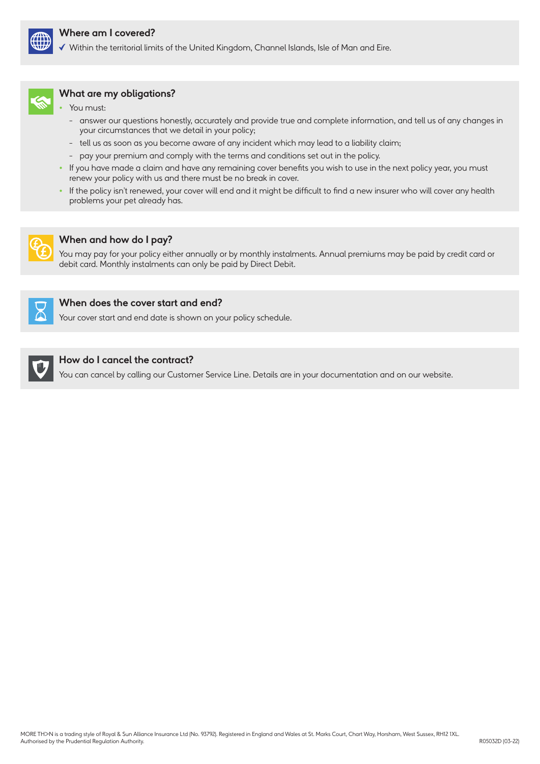## Where am I covered?

✓ Within the territorial limits of the United Kingdom, Channel Islands, Isle of Man and Eire.

## What are my obligations?

- You must:
  - answer our questions honestly, accurately and provide true and complete information, and tell us of any changes in your circumstances that we detail in your policy;
  - tell us as soon as you become aware of any incident which may lead to a liability claim;
  - pay your premium and comply with the terms and conditions set out in the policy.
- If you have made a claim and have any remaining cover benefits you wish to use in the next policy year, you must renew your policy with us and there must be no break in cover.
- If the policy isn't renewed, your cover will end and it might be difficult to find a new insurer who will cover any health problems your pet already has.

## When and how do I pay?

You may pay for your policy either annually or by monthly instalments. Annual premiums may be paid by credit card or debit card. Monthly instalments can only be paid by Direct Debit.

## When does the cover start and end?

Your cover start and end date is shown on your policy schedule.

## How do I cancel the contract?

You can cancel by calling our Customer Service Line. Details are in your documentation and on our website.

MORE TH>N is a trading style of Royal & Sun Alliance Insurance Ltd (No. 93792). Registered in England and Wales at St. Marks Court, Chart Way, Horsham, West Sussex, RH12 1XL. Authorised by the Prudential Regulation Authority.

R05032D (03-22)